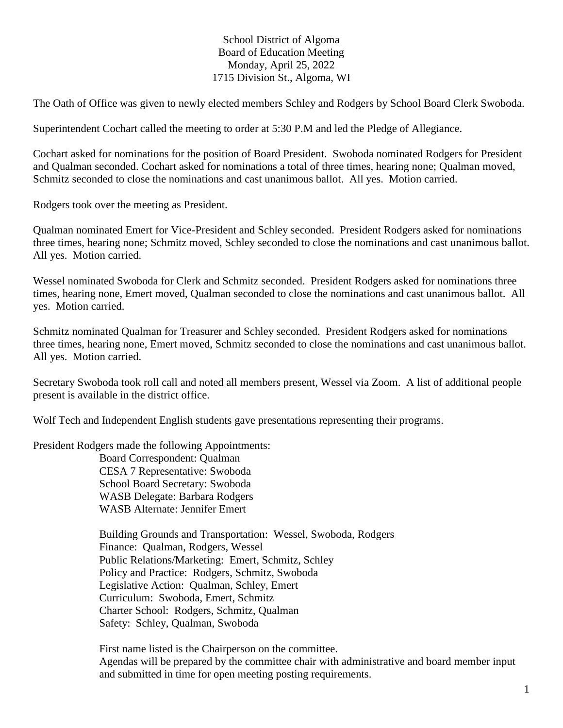School District of Algoma
Board of Education Meeting
Monday, April 25, 2022
1715 Division St., Algoma, WI

The Oath of Office was given to newly elected members Schley and Rodgers by School Board Clerk Swoboda.

Superintendent Cochart called the meeting to order at 5:30 P.M and led the Pledge of Allegiance.

Cochart asked for nominations for the position of Board President. Swoboda nominated Rodgers for President and Qualman seconded. Cochart asked for nominations a total of three times, hearing none; Qualman moved, Schmitz seconded to close the nominations and cast unanimous ballot. All yes. Motion carried.

Rodgers took over the meeting as President.

Qualman nominated Emert for Vice-President and Schley seconded. President Rodgers asked for nominations three times, hearing none; Schmitz moved, Schley seconded to close the nominations and cast unanimous ballot. All yes. Motion carried.

Wessel nominated Swoboda for Clerk and Schmitz seconded. President Rodgers asked for nominations three times, hearing none, Emert moved, Qualman seconded to close the nominations and cast unanimous ballot. All yes. Motion carried.

Schmitz nominated Qualman for Treasurer and Schley seconded. President Rodgers asked for nominations three times, hearing none, Emert moved, Schmitz seconded to close the nominations and cast unanimous ballot. All yes. Motion carried.

Secretary Swoboda took roll call and noted all members present, Wessel via Zoom. A list of additional people present is available in the district office.

Wolf Tech and Independent English students gave presentations representing their programs.

President Rodgers made the following Appointments:

Board Correspondent: Qualman
CESA 7 Representative: Swoboda
School Board Secretary: Swoboda
WASB Delegate: Barbara Rodgers
WASB Alternate: Jennifer Emert

Building Grounds and Transportation: Wessel, Swoboda, Rodgers
Finance: Qualman, Rodgers, Wessel
Public Relations/Marketing: Emert, Schmitz, Schley
Policy and Practice: Rodgers, Schmitz, Swoboda
Legislative Action: Qualman, Schley, Emert
Curriculum: Swoboda, Emert, Schmitz
Charter School: Rodgers, Schmitz, Qualman
Safety: Schley, Qualman, Swoboda

First name listed is the Chairperson on the committee.
Agendas will be prepared by the committee chair with administrative and board member input and submitted in time for open meeting posting requirements.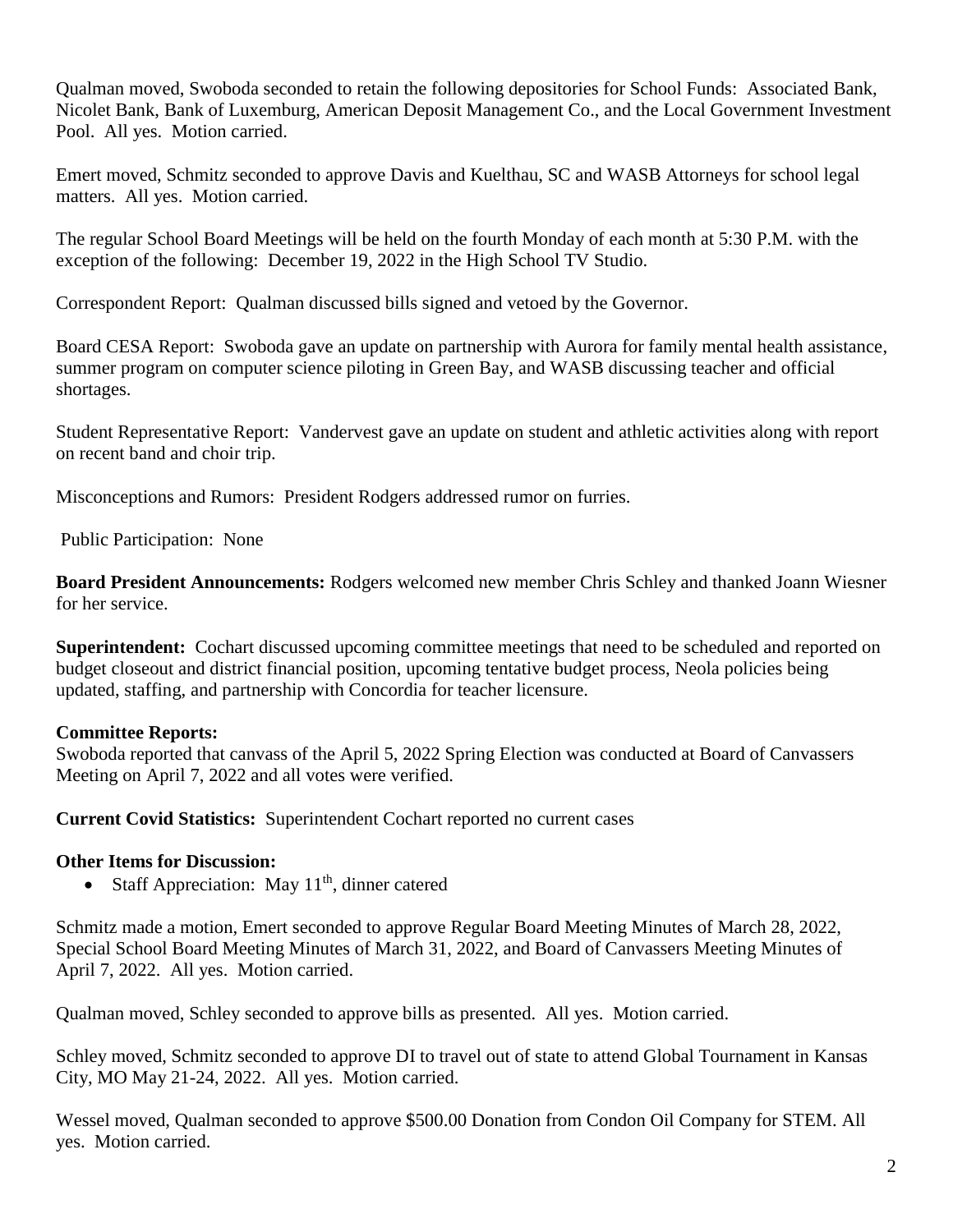Qualman moved, Swoboda seconded to retain the following depositories for School Funds: Associated Bank, Nicolet Bank, Bank of Luxemburg, American Deposit Management Co., and the Local Government Investment Pool. All yes. Motion carried.

Emert moved, Schmitz seconded to approve Davis and Kuelthau, SC and WASB Attorneys for school legal matters. All yes. Motion carried.

The regular School Board Meetings will be held on the fourth Monday of each month at 5:30 P.M. with the exception of the following: December 19, 2022 in the High School TV Studio.

Correspondent Report: Qualman discussed bills signed and vetoed by the Governor.

Board CESA Report: Swoboda gave an update on partnership with Aurora for family mental health assistance, summer program on computer science piloting in Green Bay, and WASB discussing teacher and official shortages.

Student Representative Report: Vandervest gave an update on student and athletic activities along with report on recent band and choir trip.

Misconceptions and Rumors: President Rodgers addressed rumor on furries.

Public Participation: None

**Board President Announcements:** Rodgers welcomed new member Chris Schley and thanked Joann Wiesner for her service.

**Superintendent:** Cochart discussed upcoming committee meetings that need to be scheduled and reported on budget closeout and district financial position, upcoming tentative budget process, Neola policies being updated, staffing, and partnership with Concordia for teacher licensure.

**Committee Reports:**
Swoboda reported that canvass of the April 5, 2022 Spring Election was conducted at Board of Canvassers Meeting on April 7, 2022 and all votes were verified.

**Current Covid Statistics:** Superintendent Cochart reported no current cases

**Other Items for Discussion:**

- Staff Appreciation: May 11th, dinner catered

Schmitz made a motion, Emert seconded to approve Regular Board Meeting Minutes of March 28, 2022, Special School Board Meeting Minutes of March 31, 2022, and Board of Canvassers Meeting Minutes of April 7, 2022. All yes. Motion carried.

Qualman moved, Schley seconded to approve bills as presented. All yes. Motion carried.

Schley moved, Schmitz seconded to approve DI to travel out of state to attend Global Tournament in Kansas City, MO May 21-24, 2022. All yes. Motion carried.

Wessel moved, Qualman seconded to approve $500.00 Donation from Condon Oil Company for STEM. All yes. Motion carried.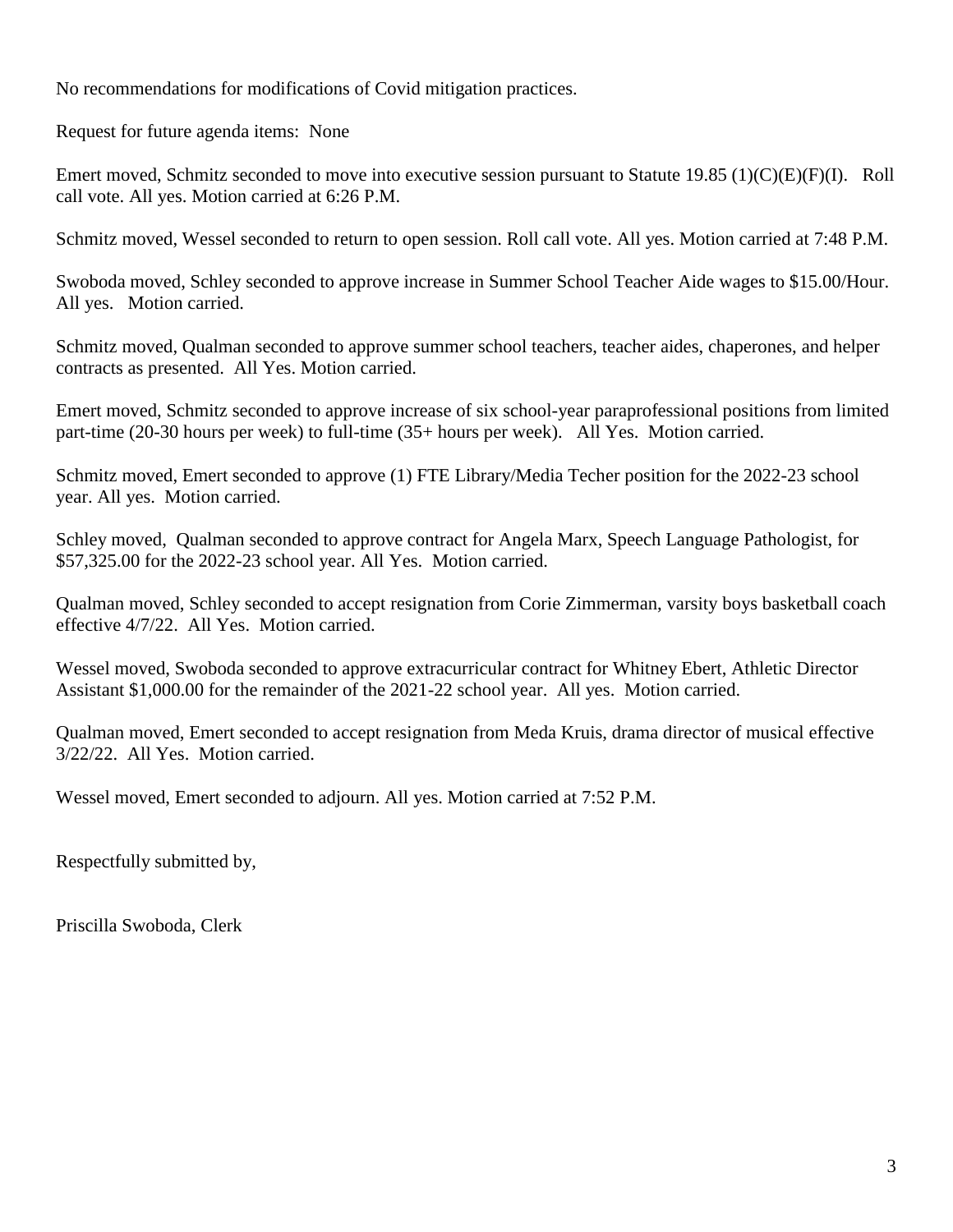No recommendations for modifications of Covid mitigation practices.

Request for future agenda items: None

Emert moved, Schmitz seconded to move into executive session pursuant to Statute 19.85 (1)(C)(E)(F)(I). Roll call vote. All yes. Motion carried at 6:26 P.M.

Schmitz moved, Wessel seconded to return to open session. Roll call vote. All yes. Motion carried at 7:48 P.M.

Swoboda moved, Schley seconded to approve increase in Summer School Teacher Aide wages to $15.00/Hour. All yes. Motion carried.

Schmitz moved, Qualman seconded to approve summer school teachers, teacher aides, chaperones, and helper contracts as presented. All Yes. Motion carried.

Emert moved, Schmitz seconded to approve increase of six school-year paraprofessional positions from limited part-time (20-30 hours per week) to full-time (35+ hours per week). All Yes. Motion carried.

Schmitz moved, Emert seconded to approve (1) FTE Library/Media Techer position for the 2022-23 school year. All yes. Motion carried.

Schley moved, Qualman seconded to approve contract for Angela Marx, Speech Language Pathologist, for $57,325.00 for the 2022-23 school year. All Yes. Motion carried.

Qualman moved, Schley seconded to accept resignation from Corie Zimmerman, varsity boys basketball coach effective 4/7/22. All Yes. Motion carried.

Wessel moved, Swoboda seconded to approve extracurricular contract for Whitney Ebert, Athletic Director Assistant $1,000.00 for the remainder of the 2021-22 school year. All yes. Motion carried.

Qualman moved, Emert seconded to accept resignation from Meda Kruis, drama director of musical effective 3/22/22. All Yes. Motion carried.

Wessel moved, Emert seconded to adjourn. All yes. Motion carried at 7:52 P.M.

Respectfully submitted by,

Priscilla Swoboda, Clerk